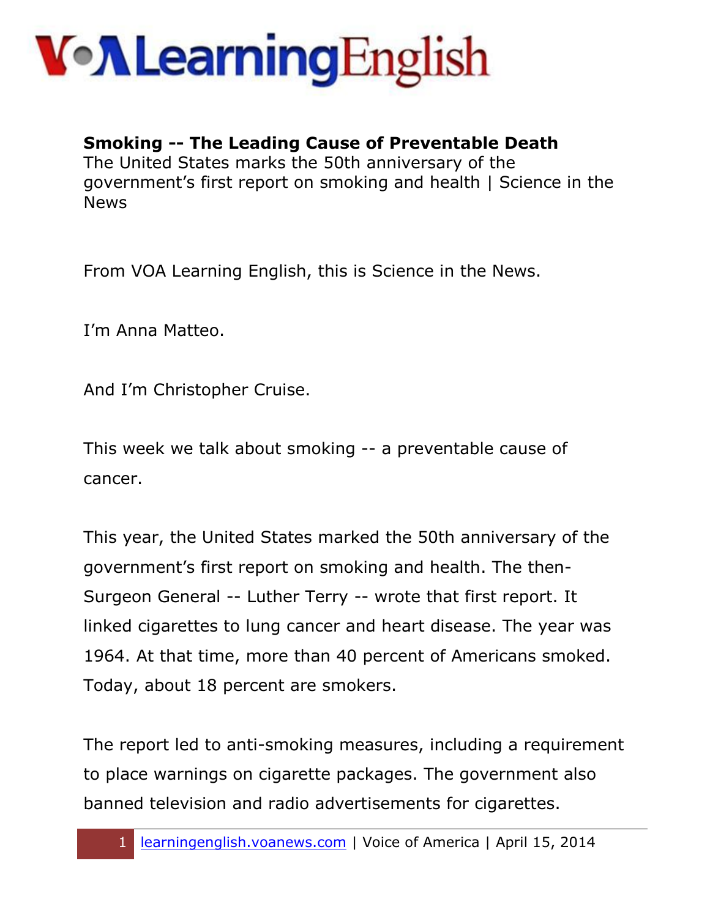**Smoking -- The Leading Cause of Preventable Death**
The United States marks the 50th anniversary of the government's first report on smoking and health | Science in the News

From VOA Learning English, this is Science in the News.

I'm Anna Matteo.

And I'm Christopher Cruise.

This week we talk about smoking -- a preventable cause of cancer.

This year, the United States marked the 50th anniversary of the government's first report on smoking and health. The then-Surgeon General -- Luther Terry -- wrote that first report. It linked cigarettes to lung cancer and heart disease. The year was 1964. At that time, more than 40 percent of Americans smoked. Today, about 18 percent are smokers.

The report led to anti-smoking measures, including a requirement to place warnings on cigarette packages. The government also banned television and radio advertisements for cigarettes.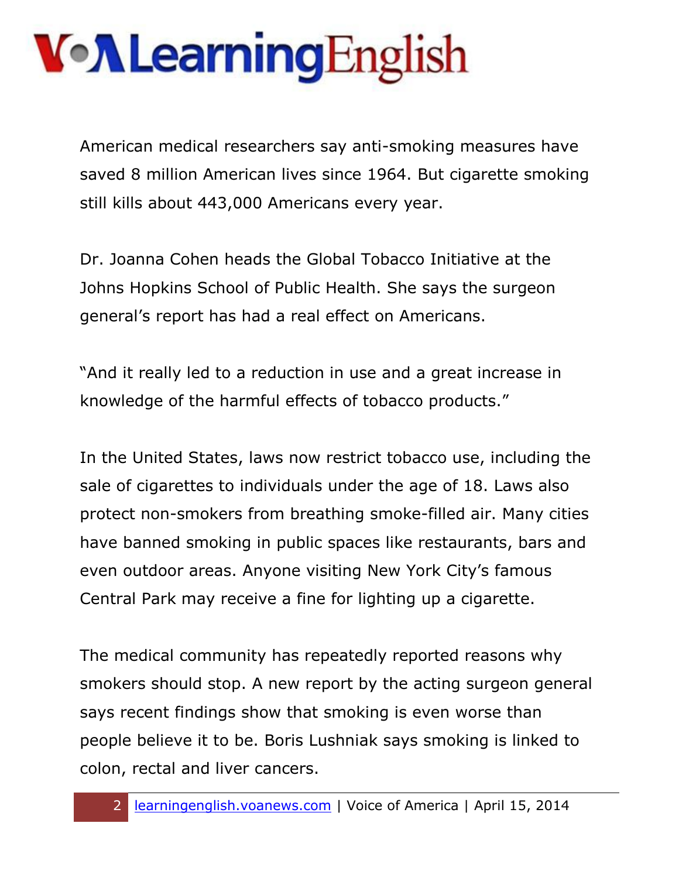American medical researchers say anti-smoking measures have saved 8 million American lives since 1964. But cigarette smoking still kills about 443,000 Americans every year.

Dr. Joanna Cohen heads the Global Tobacco Initiative at the Johns Hopkins School of Public Health. She says the surgeon general's report has had a real effect on Americans.

"And it really led to a reduction in use and a great increase in knowledge of the harmful effects of tobacco products."

In the United States, laws now restrict tobacco use, including the sale of cigarettes to individuals under the age of 18. Laws also protect non-smokers from breathing smoke-filled air. Many cities have banned smoking in public spaces like restaurants, bars and even outdoor areas. Anyone visiting New York City's famous Central Park may receive a fine for lighting up a cigarette.

The medical community has repeatedly reported reasons why smokers should stop. A new report by the acting surgeon general says recent findings show that smoking is even worse than people believe it to be. Boris Lushniak says smoking is linked to colon, rectal and liver cancers.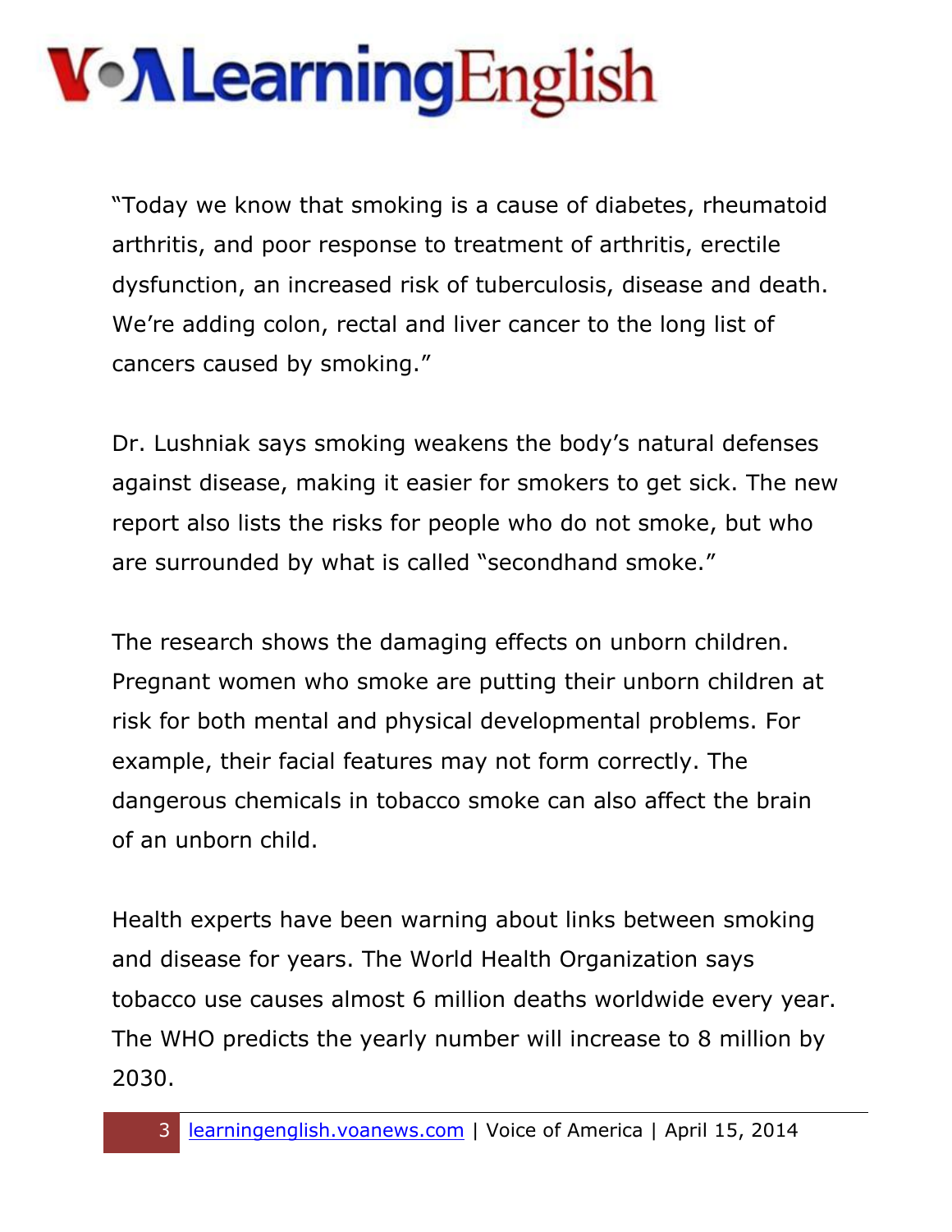"Today we know that smoking is a cause of diabetes, rheumatoid arthritis, and poor response to treatment of arthritis, erectile dysfunction, an increased risk of tuberculosis, disease and death. We're adding colon, rectal and liver cancer to the long list of cancers caused by smoking."

Dr. Lushniak says smoking weakens the body's natural defenses against disease, making it easier for smokers to get sick. The new report also lists the risks for people who do not smoke, but who are surrounded by what is called "secondhand smoke."

The research shows the damaging effects on unborn children. Pregnant women who smoke are putting their unborn children at risk for both mental and physical developmental problems. For example, their facial features may not form correctly. The dangerous chemicals in tobacco smoke can also affect the brain of an unborn child.

Health experts have been warning about links between smoking and disease for years. The World Health Organization says tobacco use causes almost 6 million deaths worldwide every year. The WHO predicts the yearly number will increase to 8 million by 2030.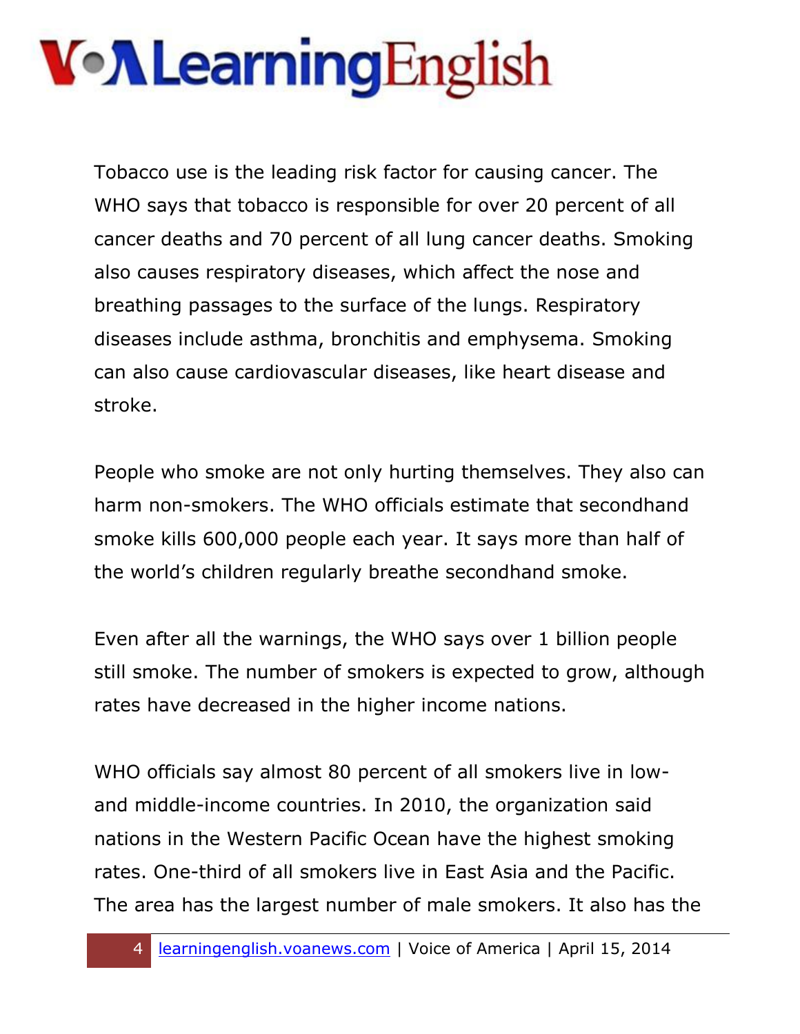Tobacco use is the leading risk factor for causing cancer. The WHO says that tobacco is responsible for over 20 percent of all cancer deaths and 70 percent of all lung cancer deaths. Smoking also causes respiratory diseases, which affect the nose and breathing passages to the surface of the lungs. Respiratory diseases include asthma, bronchitis and emphysema. Smoking can also cause cardiovascular diseases, like heart disease and stroke.

People who smoke are not only hurting themselves. They also can harm non-smokers. The WHO officials estimate that secondhand smoke kills 600,000 people each year. It says more than half of the world's children regularly breathe secondhand smoke.

Even after all the warnings, the WHO says over 1 billion people still smoke. The number of smokers is expected to grow, although rates have decreased in the higher income nations.

WHO officials say almost 80 percent of all smokers live in low- and middle-income countries. In 2010, the organization said nations in the Western Pacific Ocean have the highest smoking rates. One-third of all smokers live in East Asia and the Pacific. The area has the largest number of male smokers. It also has the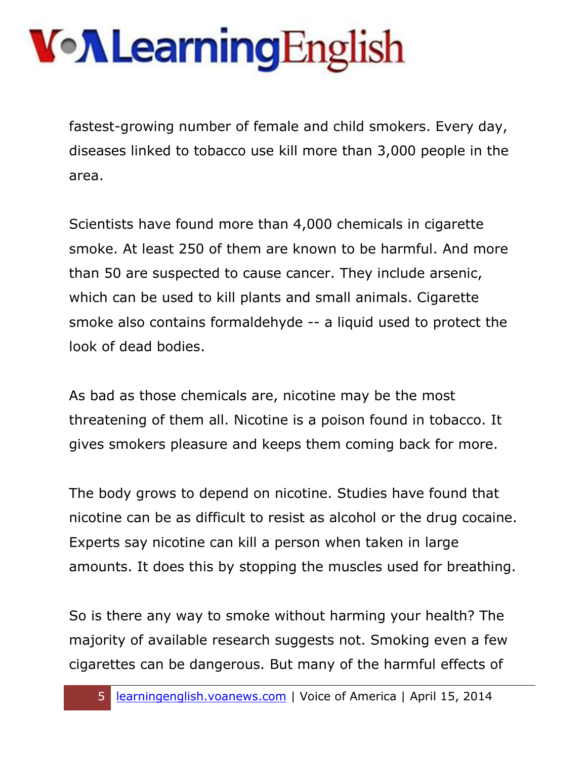fastest-growing number of female and child smokers. Every day, diseases linked to tobacco use kill more than 3,000 people in the area.

Scientists have found more than 4,000 chemicals in cigarette smoke. At least 250 of them are known to be harmful. And more than 50 are suspected to cause cancer. They include arsenic, which can be used to kill plants and small animals. Cigarette smoke also contains formaldehyde -- a liquid used to protect the look of dead bodies.

As bad as those chemicals are, nicotine may be the most threatening of them all. Nicotine is a poison found in tobacco. It gives smokers pleasure and keeps them coming back for more.

The body grows to depend on nicotine. Studies have found that nicotine can be as difficult to resist as alcohol or the drug cocaine. Experts say nicotine can kill a person when taken in large amounts. It does this by stopping the muscles used for breathing.

So is there any way to smoke without harming your health? The majority of available research suggests not. Smoking even a few cigarettes can be dangerous. But many of the harmful effects of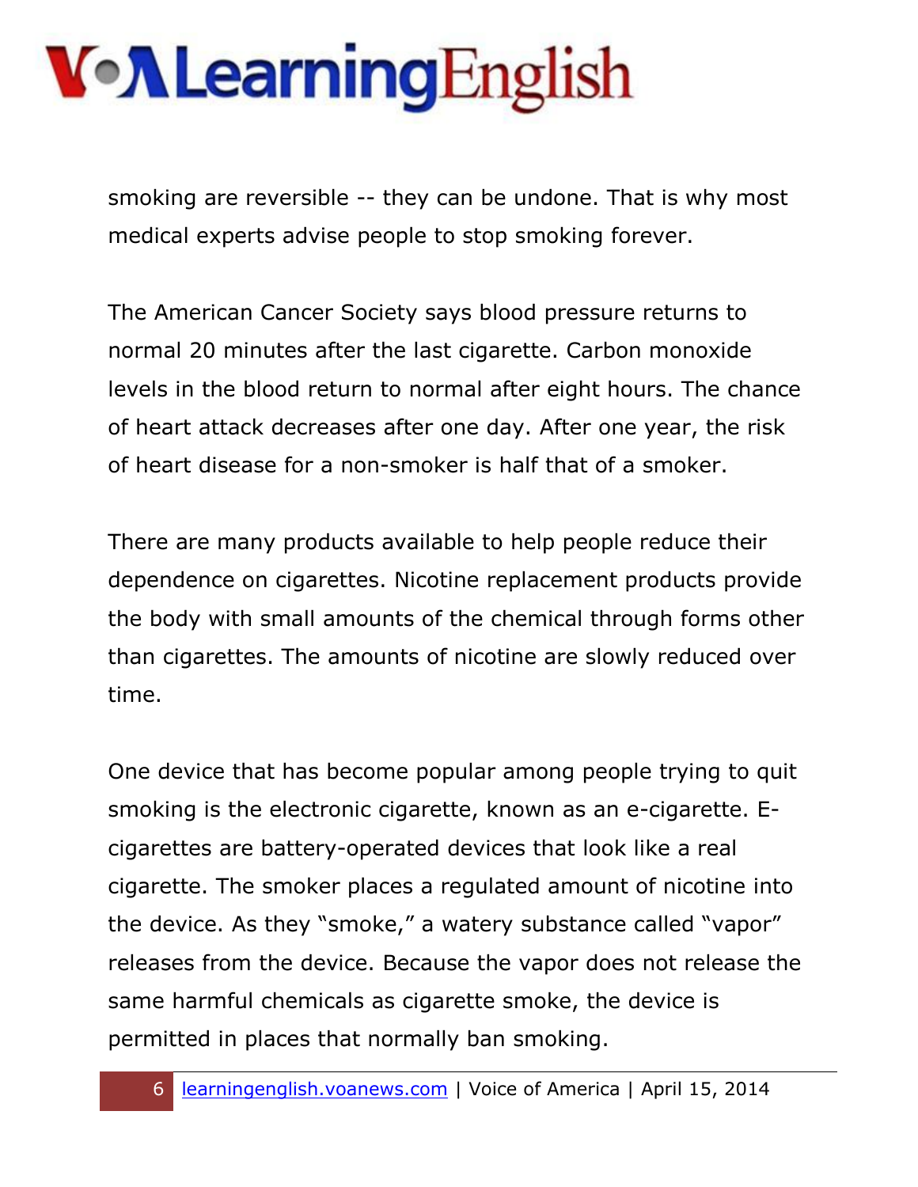smoking are reversible -- they can be undone. That is why most medical experts advise people to stop smoking forever.

The American Cancer Society says blood pressure returns to normal 20 minutes after the last cigarette. Carbon monoxide levels in the blood return to normal after eight hours. The chance of heart attack decreases after one day. After one year, the risk of heart disease for a non-smoker is half that of a smoker.

There are many products available to help people reduce their dependence on cigarettes. Nicotine replacement products provide the body with small amounts of the chemical through forms other than cigarettes. The amounts of nicotine are slowly reduced over time.

One device that has become popular among people trying to quit smoking is the electronic cigarette, known as an e-cigarette. E-cigarettes are battery-operated devices that look like a real cigarette. The smoker places a regulated amount of nicotine into the device. As they "smoke," a watery substance called "vapor" releases from the device. Because the vapor does not release the same harmful chemicals as cigarette smoke, the device is permitted in places that normally ban smoking.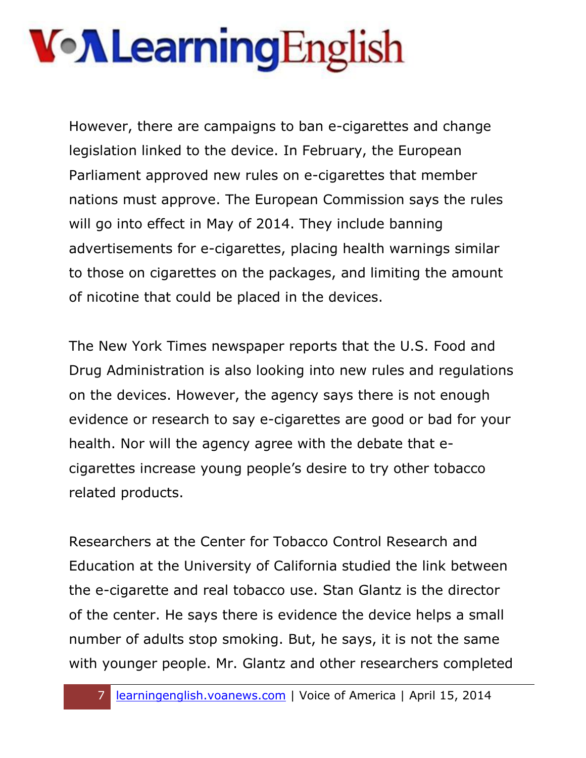However, there are campaigns to ban e-cigarettes and change legislation linked to the device. In February, the European Parliament approved new rules on e-cigarettes that member nations must approve. The European Commission says the rules will go into effect in May of 2014. They include banning advertisements for e-cigarettes, placing health warnings similar to those on cigarettes on the packages, and limiting the amount of nicotine that could be placed in the devices.

The New York Times newspaper reports that the U.S. Food and Drug Administration is also looking into new rules and regulations on the devices. However, the agency says there is not enough evidence or research to say e-cigarettes are good or bad for your health. Nor will the agency agree with the debate that e-cigarettes increase young people's desire to try other tobacco related products.

Researchers at the Center for Tobacco Control Research and Education at the University of California studied the link between the e-cigarette and real tobacco use. Stan Glantz is the director of the center. He says there is evidence the device helps a small number of adults stop smoking. But, he says, it is not the same with younger people. Mr. Glantz and other researchers completed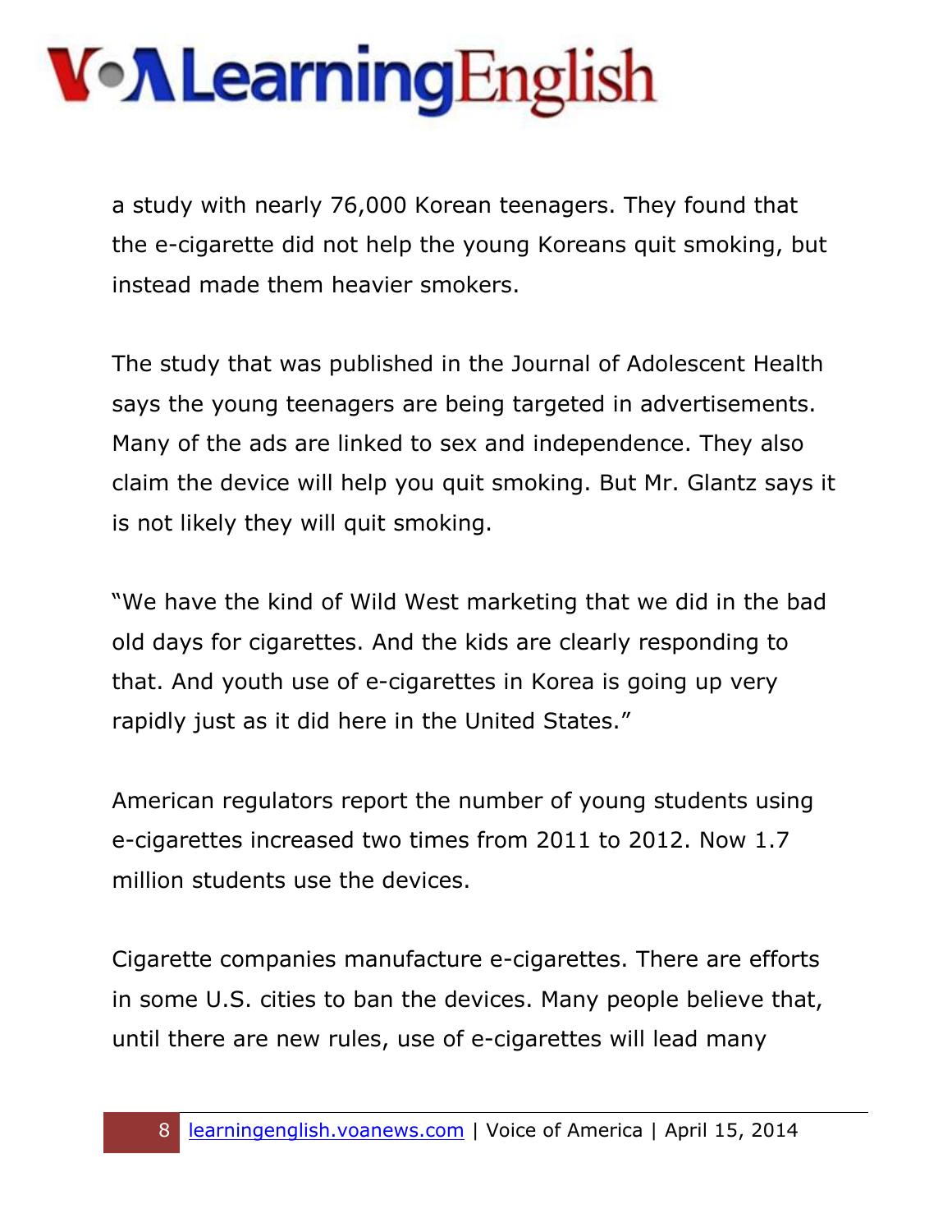a study with nearly 76,000 Korean teenagers. They found that the e-cigarette did not help the young Koreans quit smoking, but instead made them heavier smokers.

The study that was published in the Journal of Adolescent Health says the young teenagers are being targeted in advertisements. Many of the ads are linked to sex and independence. They also claim the device will help you quit smoking. But Mr. Glantz says it is not likely they will quit smoking.

"We have the kind of Wild West marketing that we did in the bad old days for cigarettes. And the kids are clearly responding to that. And youth use of e-cigarettes in Korea is going up very rapidly just as it did here in the United States."

American regulators report the number of young students using e-cigarettes increased two times from 2011 to 2012. Now 1.7 million students use the devices.

Cigarette companies manufacture e-cigarettes. There are efforts in some U.S. cities to ban the devices. Many people believe that, until there are new rules, use of e-cigarettes will lead many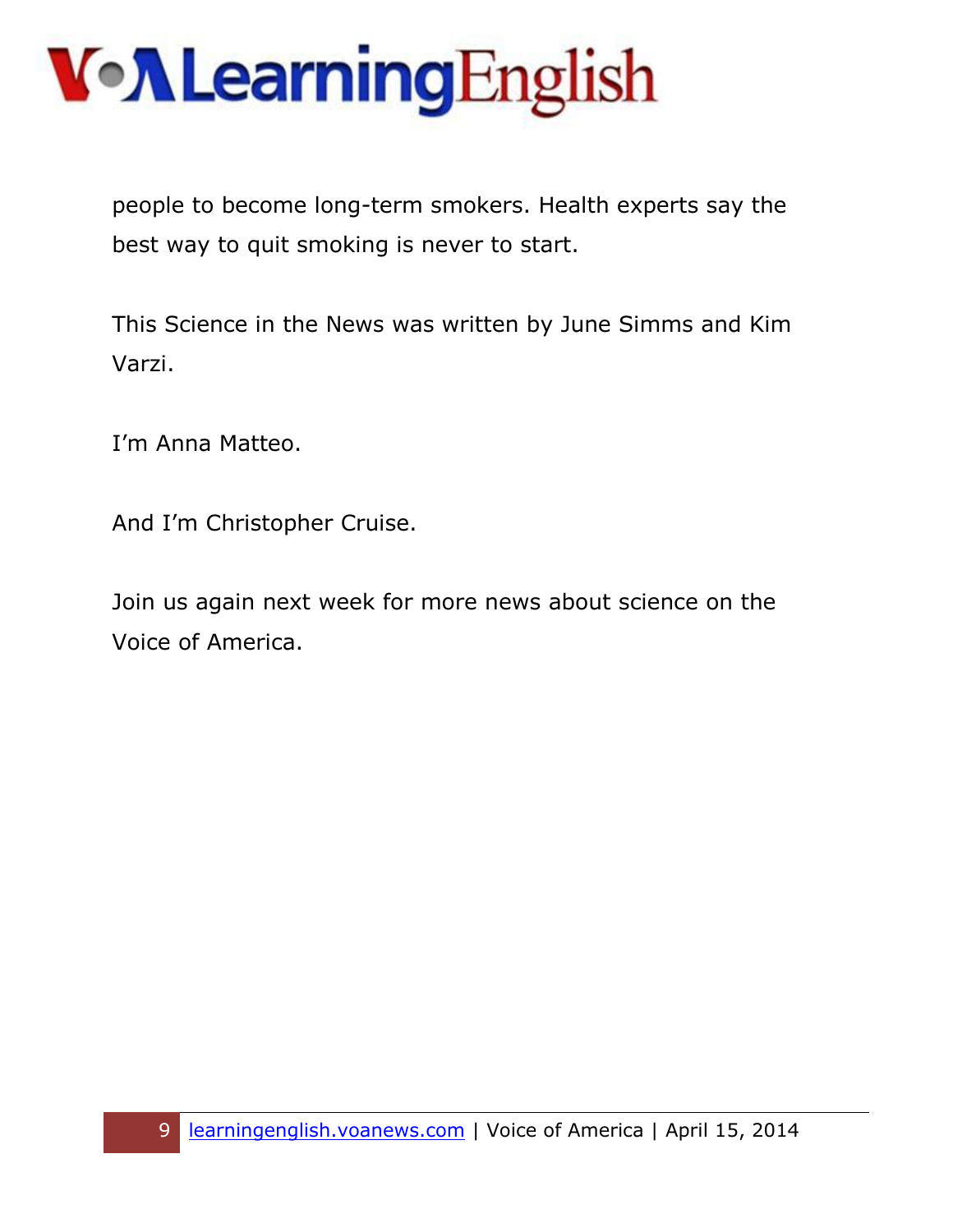people to become long-term smokers. Health experts say the best way to quit smoking is never to start.

This Science in the News was written by June Simms and Kim Varzi.

I'm Anna Matteo.

And I'm Christopher Cruise.

Join us again next week for more news about science on the Voice of America.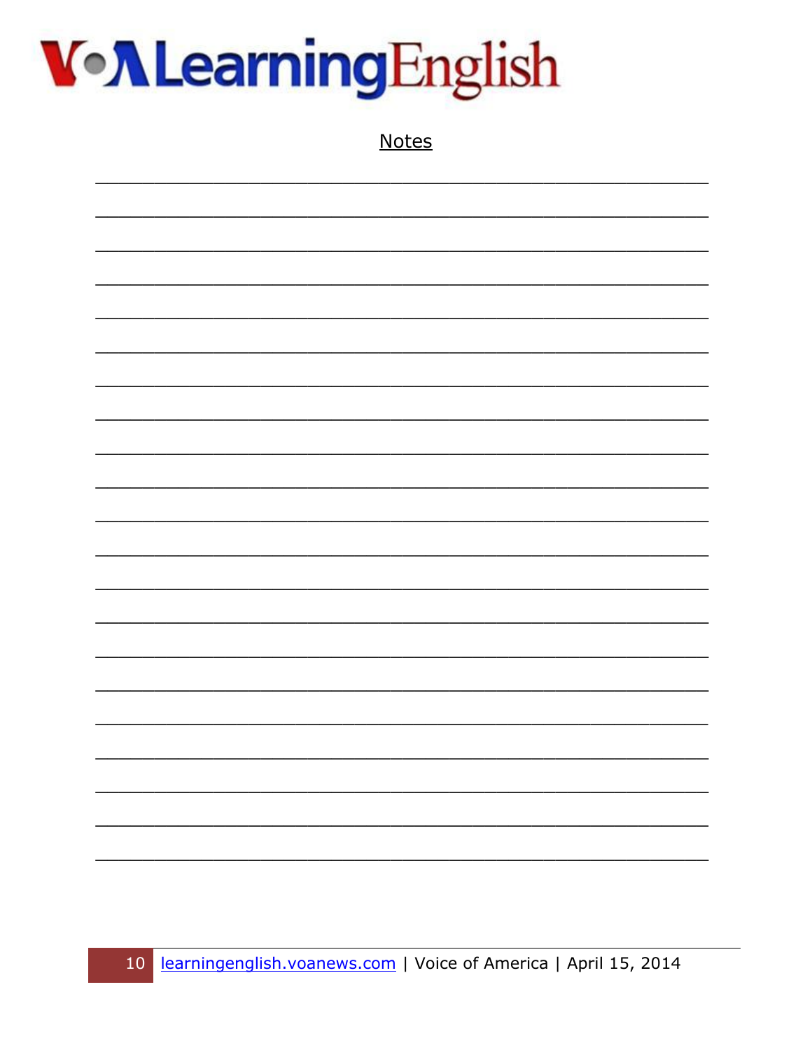## Notes

\_\_\_\_\_\_\_\_\_\_\_\_\_\_\_\_\_\_\_\_\_\_\_\_\_\_\_\_\_\_\_\_\_\_\_\_\_\_\_\_\_\_\_\_\_\_\_\_\_\_\_\_

\_\_\_\_\_\_\_\_\_\_\_\_\_\_\_\_\_\_\_\_\_\_\_\_\_\_\_\_\_\_\_\_\_\_\_\_\_\_\_\_\_\_\_\_\_\_\_\_\_\_\_\_

\_\_\_\_\_\_\_\_\_\_\_\_\_\_\_\_\_\_\_\_\_\_\_\_\_\_\_\_\_\_\_\_\_\_\_\_\_\_\_\_\_\_\_\_\_\_\_\_\_\_\_\_

\_\_\_\_\_\_\_\_\_\_\_\_\_\_\_\_\_\_\_\_\_\_\_\_\_\_\_\_\_\_\_\_\_\_\_\_\_\_\_\_\_\_\_\_\_\_\_\_\_\_\_\_

\_\_\_\_\_\_\_\_\_\_\_\_\_\_\_\_\_\_\_\_\_\_\_\_\_\_\_\_\_\_\_\_\_\_\_\_\_\_\_\_\_\_\_\_\_\_\_\_\_\_\_\_

\_\_\_\_\_\_\_\_\_\_\_\_\_\_\_\_\_\_\_\_\_\_\_\_\_\_\_\_\_\_\_\_\_\_\_\_\_\_\_\_\_\_\_\_\_\_\_\_\_\_\_\_

\_\_\_\_\_\_\_\_\_\_\_\_\_\_\_\_\_\_\_\_\_\_\_\_\_\_\_\_\_\_\_\_\_\_\_\_\_\_\_\_\_\_\_\_\_\_\_\_\_\_\_\_

\_\_\_\_\_\_\_\_\_\_\_\_\_\_\_\_\_\_\_\_\_\_\_\_\_\_\_\_\_\_\_\_\_\_\_\_\_\_\_\_\_\_\_\_\_\_\_\_\_\_\_\_

\_\_\_\_\_\_\_\_\_\_\_\_\_\_\_\_\_\_\_\_\_\_\_\_\_\_\_\_\_\_\_\_\_\_\_\_\_\_\_\_\_\_\_\_\_\_\_\_\_\_\_\_

\_\_\_\_\_\_\_\_\_\_\_\_\_\_\_\_\_\_\_\_\_\_\_\_\_\_\_\_\_\_\_\_\_\_\_\_\_\_\_\_\_\_\_\_\_\_\_\_\_\_\_\_

\_\_\_\_\_\_\_\_\_\_\_\_\_\_\_\_\_\_\_\_\_\_\_\_\_\_\_\_\_\_\_\_\_\_\_\_\_\_\_\_\_\_\_\_\_\_\_\_\_\_\_\_

\_\_\_\_\_\_\_\_\_\_\_\_\_\_\_\_\_\_\_\_\_\_\_\_\_\_\_\_\_\_\_\_\_\_\_\_\_\_\_\_\_\_\_\_\_\_\_\_\_\_\_\_

\_\_\_\_\_\_\_\_\_\_\_\_\_\_\_\_\_\_\_\_\_\_\_\_\_\_\_\_\_\_\_\_\_\_\_\_\_\_\_\_\_\_\_\_\_\_\_\_\_\_\_\_

\_\_\_\_\_\_\_\_\_\_\_\_\_\_\_\_\_\_\_\_\_\_\_\_\_\_\_\_\_\_\_\_\_\_\_\_\_\_\_\_\_\_\_\_\_\_\_\_\_\_\_\_

\_\_\_\_\_\_\_\_\_\_\_\_\_\_\_\_\_\_\_\_\_\_\_\_\_\_\_\_\_\_\_\_\_\_\_\_\_\_\_\_\_\_\_\_\_\_\_\_\_\_\_\_

\_\_\_\_\_\_\_\_\_\_\_\_\_\_\_\_\_\_\_\_\_\_\_\_\_\_\_\_\_\_\_\_\_\_\_\_\_\_\_\_\_\_\_\_\_\_\_\_\_\_\_\_

\_\_\_\_\_\_\_\_\_\_\_\_\_\_\_\_\_\_\_\_\_\_\_\_\_\_\_\_\_\_\_\_\_\_\_\_\_\_\_\_\_\_\_\_\_\_\_\_\_\_\_\_

\_\_\_\_\_\_\_\_\_\_\_\_\_\_\_\_\_\_\_\_\_\_\_\_\_\_\_\_\_\_\_\_\_\_\_\_\_\_\_\_\_\_\_\_\_\_\_\_\_\_\_\_

\_\_\_\_\_\_\_\_\_\_\_\_\_\_\_\_\_\_\_\_\_\_\_\_\_\_\_\_\_\_\_\_\_\_\_\_\_\_\_\_\_\_\_\_\_\_\_\_\_\_\_\_

\_\_\_\_\_\_\_\_\_\_\_\_\_\_\_\_\_\_\_\_\_\_\_\_\_\_\_\_\_\_\_\_\_\_\_\_\_\_\_\_\_\_\_\_\_\_\_\_\_\_\_\_

\_\_\_\_\_\_\_\_\_\_\_\_\_\_\_\_\_\_\_\_\_\_\_\_\_\_\_\_\_\_\_\_\_\_\_\_\_\_\_\_\_\_\_\_\_\_\_\_\_\_\_\_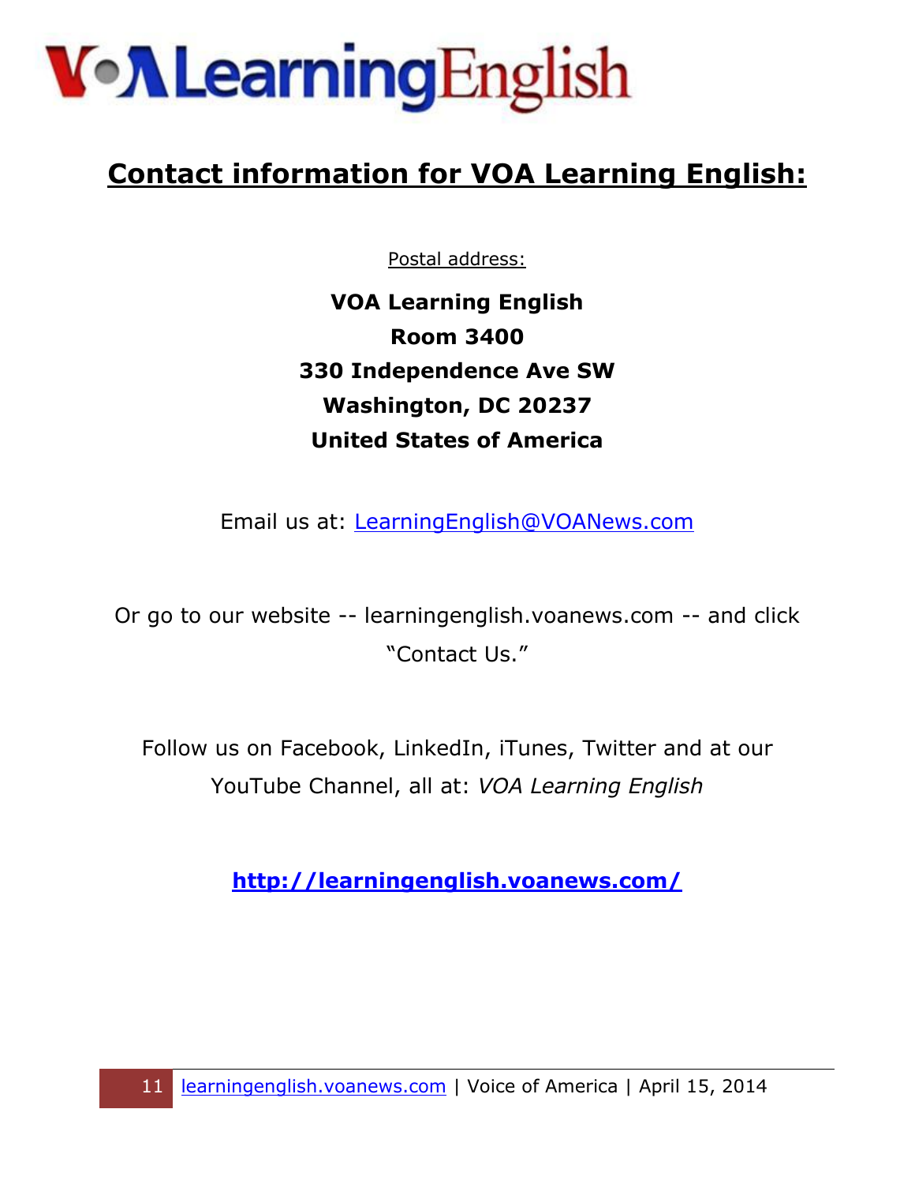VOA Learning English

# Contact information for VOA Learning English:

Postal address:

**VOA Learning English**
**Room 3400**
**330 Independence Ave SW**
**Washington, DC 20237**
**United States of America**

Email us at: LearningEnglish@VOANews.com

Or go to our website -- learningenglish.voanews.com -- and click "Contact Us."

Follow us on Facebook, LinkedIn, iTunes, Twitter and at our YouTube Channel, all at: *VOA Learning English*

**http://learningenglish.voanews.com/**